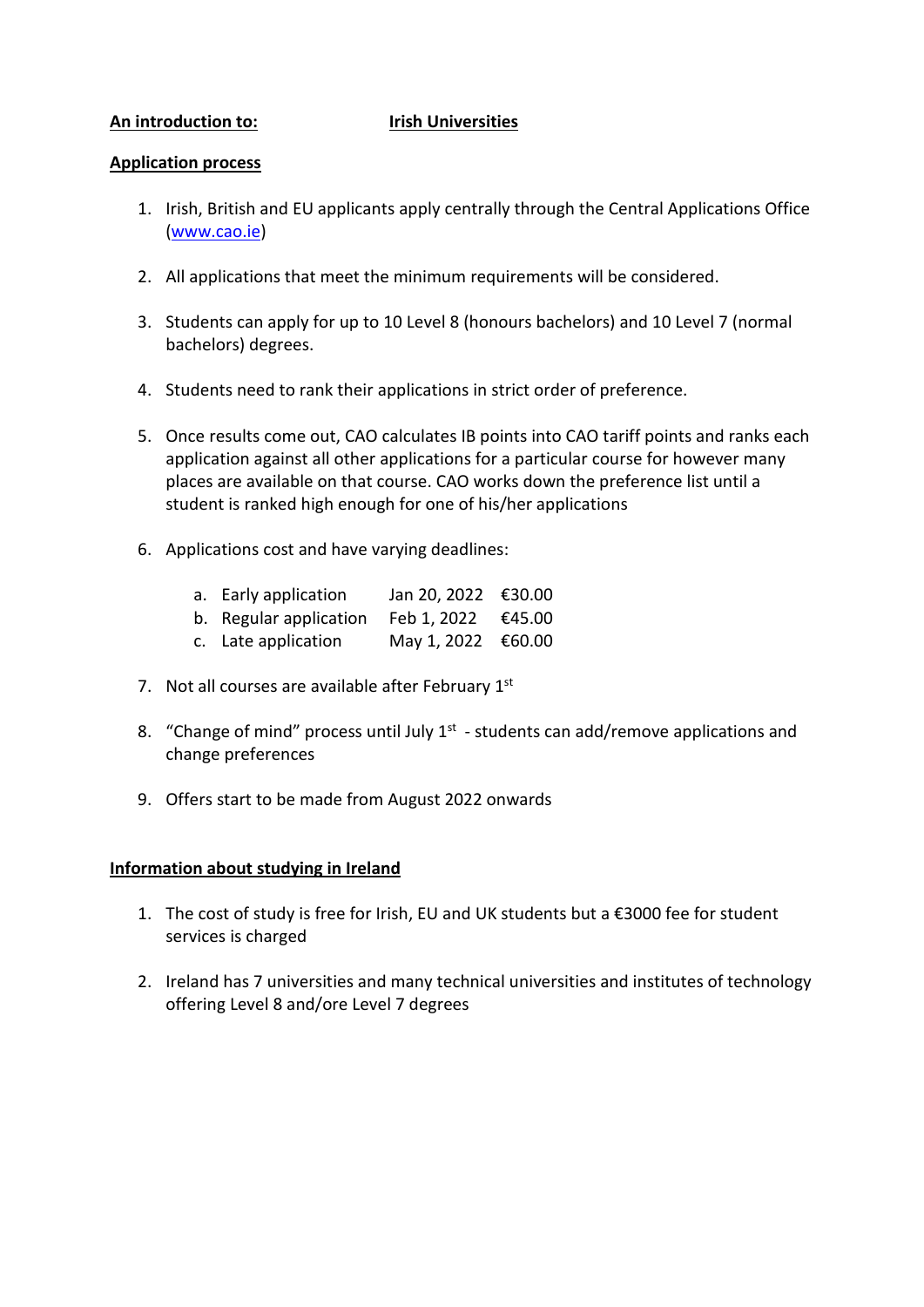**An introduction to: Irish Universities**

**Application process**

1. Irish, British and EU applicants apply centrally through the Central Applications Office ([www.cao.ie](http://www.cao.ie))

2. All applications that meet the minimum requirements will be considered.

3. Students can apply for up to 10 Level 8 (honours bachelors) and 10 Level 7 (normal bachelors) degrees.

4. Students need to rank their applications in strict order of preference.

5. Once results come out, CAO calculates IB points into CAO tariff points and ranks each application against all other applications for a particular course for however many places are available on that course. CAO works down the preference list until a student is ranked high enough for one of his/her applications

6. Applications cost and have varying deadlines:

   a. Early application Jan 20, 2022 €30.00
   b. Regular application Feb 1, 2022 €45.00
   c. Late application May 1, 2022 €60.00

7. Not all courses are available after February 1st

8. "Change of mind" process until July 1st - students can add/remove applications and change preferences

9. Offers start to be made from August 2022 onwards

**Information about studying in Ireland**

1. The cost of study is free for Irish, EU and UK students but a €3000 fee for student services is charged

2. Ireland has 7 universities and many technical universities and institutes of technology offering Level 8 and/ore Level 7 degrees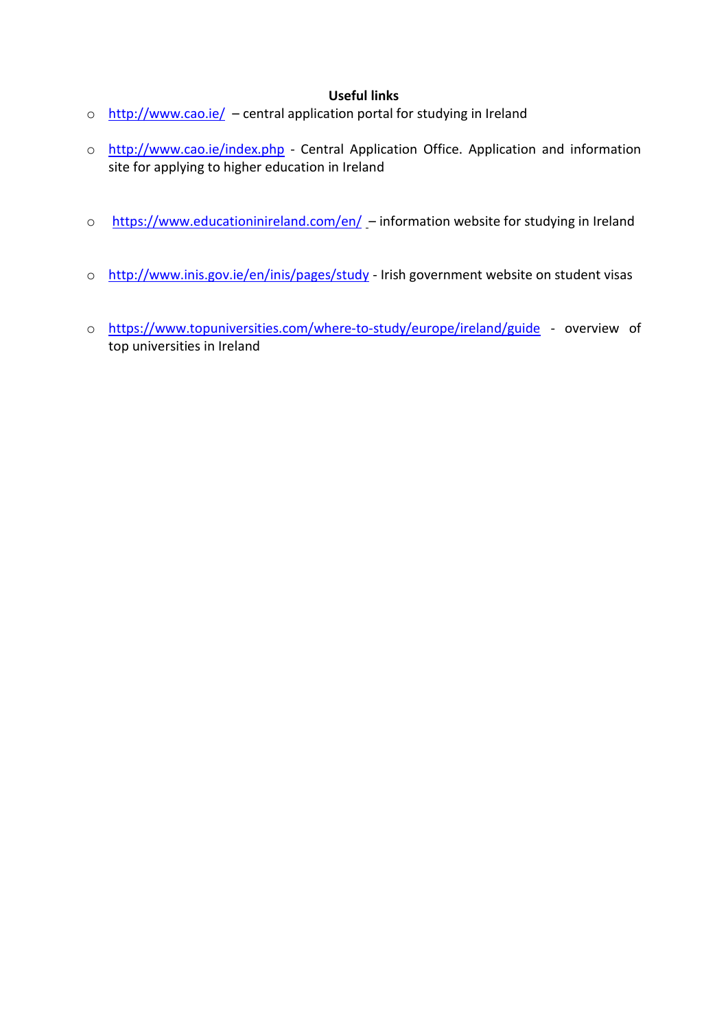**Useful links**

- http://www.cao.ie/ – central application portal for studying in Ireland
- http://www.cao.ie/index.php - Central Application Office. Application and information site for applying to higher education in Ireland
- https://www.educationinireland.com/en/ – information website for studying in Ireland
- http://www.inis.gov.ie/en/inis/pages/study - Irish government website on student visas
- https://www.topuniversities.com/where-to-study/europe/ireland/guide - overview of top universities in Ireland